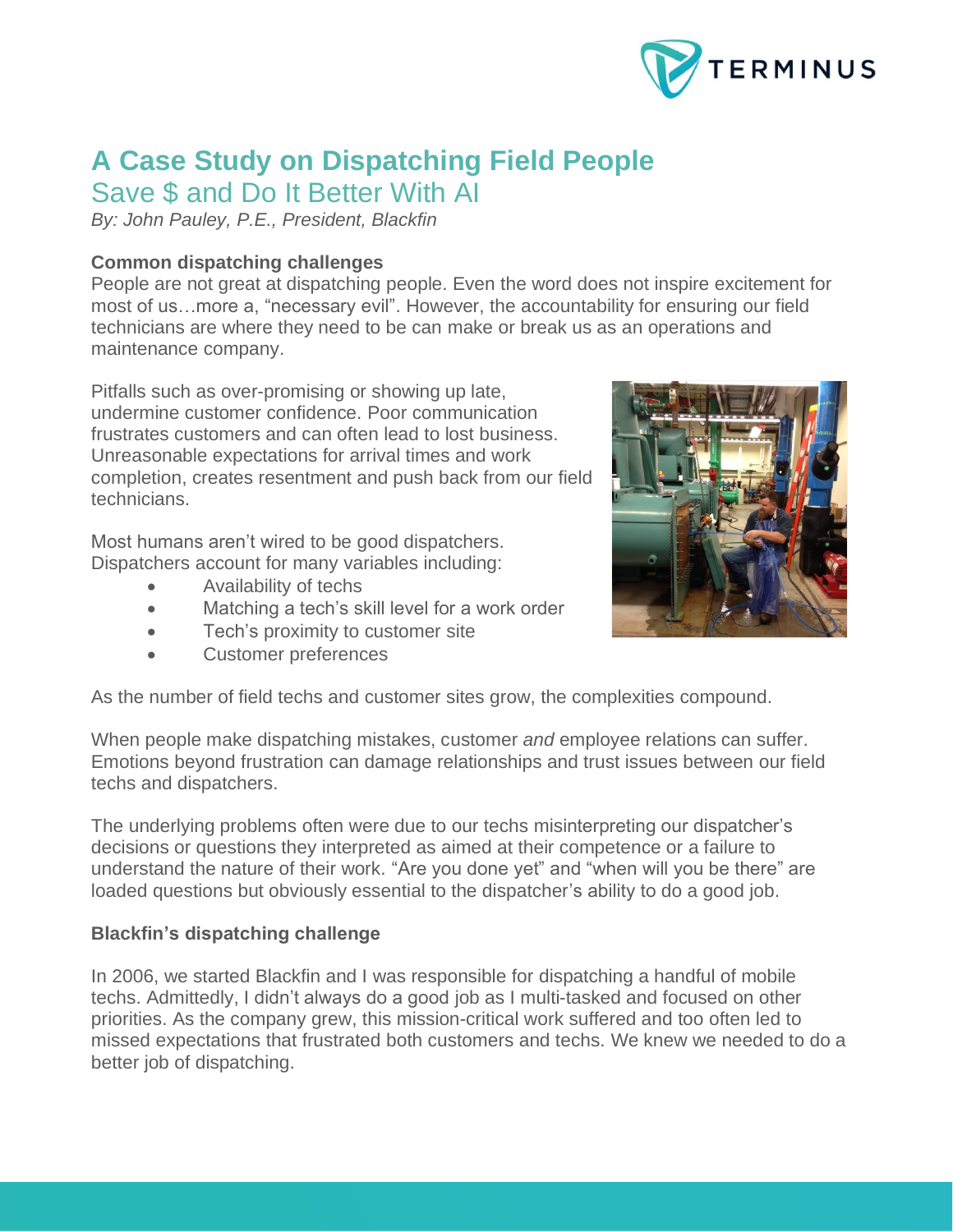# A Case Study on Dispatching Field People

## Save $ and Do It Better With AI

*By: John Pauley, P.E., President, Blackfin*

**Common dispatching challenges**

People are not great at dispatching people. Even the word does not inspire excitement for most of us…more a, "necessary evil". However, the accountability for ensuring our field technicians are where they need to be can make or break us as an operations and maintenance company.

Pitfalls such as over-promising or showing up late, undermine customer confidence. Poor communication frustrates customers and can often lead to lost business. Unreasonable expectations for arrival times and work completion, creates resentment and push back from our field technicians.

Most humans aren't wired to be good dispatchers. Dispatchers account for many variables including:

- Availability of techs
- Matching a tech's skill level for a work order
- Tech's proximity to customer site
- Customer preferences

As the number of field techs and customer sites grow, the complexities compound.

When people make dispatching mistakes, customer *and* employee relations can suffer. Emotions beyond frustration can damage relationships and trust issues between our field techs and dispatchers.

The underlying problems often were due to our techs misinterpreting our dispatcher's decisions or questions they interpreted as aimed at their competence or a failure to understand the nature of their work. "Are you done yet" and "when will you be there" are loaded questions but obviously essential to the dispatcher's ability to do a good job.

**Blackfin's dispatching challenge**

In 2006, we started Blackfin and I was responsible for dispatching a handful of mobile techs. Admittedly, I didn't always do a good job as I multi-tasked and focused on other priorities. As the company grew, this mission-critical work suffered and too often led to missed expectations that frustrated both customers and techs. We knew we needed to do a better job of dispatching.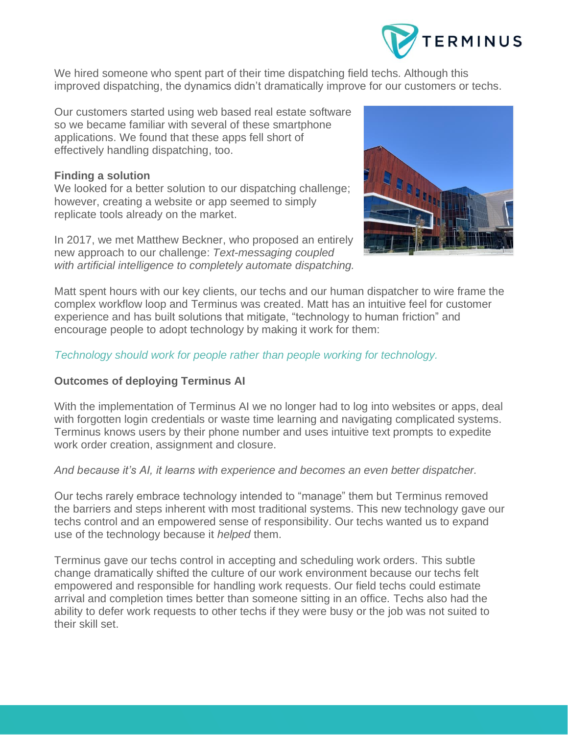We hired someone who spent part of their time dispatching field techs. Although this improved dispatching, the dynamics didn't dramatically improve for our customers or techs.

Our customers started using web based real estate software so we became familiar with several of these smartphone applications. We found that these apps fell short of effectively handling dispatching, too.

**Finding a solution**

We looked for a better solution to our dispatching challenge; however, creating a website or app seemed to simply replicate tools already on the market.

In 2017, we met Matthew Beckner, who proposed an entirely new approach to our challenge: *Text-messaging coupled with artificial intelligence to completely automate dispatching.*

Matt spent hours with our key clients, our techs and our human dispatcher to wire frame the complex workflow loop and Terminus was created. Matt has an intuitive feel for customer experience and has built solutions that mitigate, "technology to human friction" and encourage people to adopt technology by making it work for them:

*Technology should work for people rather than people working for technology.*

**Outcomes of deploying Terminus AI**

With the implementation of Terminus AI we no longer had to log into websites or apps, deal with forgotten login credentials or waste time learning and navigating complicated systems. Terminus knows users by their phone number and uses intuitive text prompts to expedite work order creation, assignment and closure.

*And because it's AI, it learns with experience and becomes an even better dispatcher.*

Our techs rarely embrace technology intended to "manage" them but Terminus removed the barriers and steps inherent with most traditional systems. This new technology gave our techs control and an empowered sense of responsibility. Our techs wanted us to expand use of the technology because it *helped* them.

Terminus gave our techs control in accepting and scheduling work orders. This subtle change dramatically shifted the culture of our work environment because our techs felt empowered and responsible for handling work requests. Our field techs could estimate arrival and completion times better than someone sitting in an office. Techs also had the ability to defer work requests to other techs if they were busy or the job was not suited to their skill set.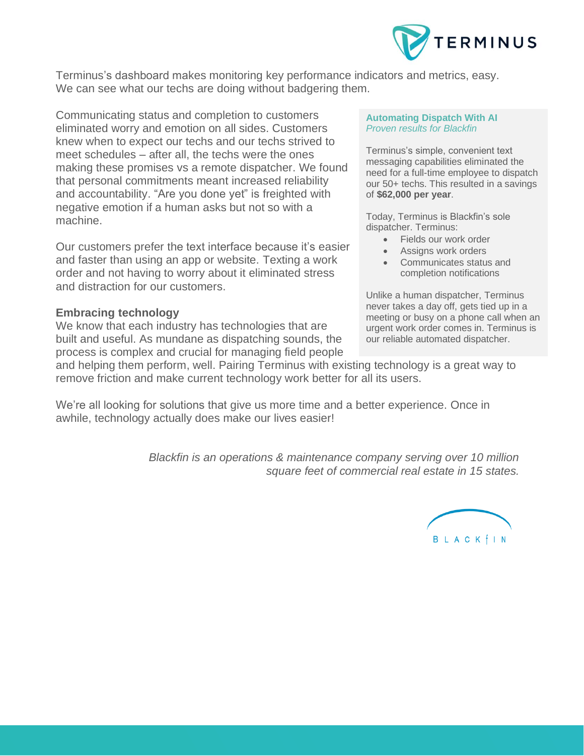Terminus's dashboard makes monitoring key performance indicators and metrics, easy. We can see what our techs are doing without badgering them.

Communicating status and completion to customers eliminated worry and emotion on all sides. Customers knew when to expect our techs and our techs strived to meet schedules – after all, the techs were the ones making these promises vs a remote dispatcher. We found that personal commitments meant increased reliability and accountability. "Are you done yet" is freighted with negative emotion if a human asks but not so with a machine.

Our customers prefer the text interface because it's easier and faster than using an app or website. Texting a work order and not having to worry about it eliminated stress and distraction for our customers.

### Embracing technology

We know that each industry has technologies that are built and useful. As mundane as dispatching sounds, the process is complex and crucial for managing field people and helping them perform, well. Pairing Terminus with existing technology is a great way to remove friction and make current technology work better for all its users.

We're all looking for solutions that give us more time and a better experience. Once in awhile, technology actually does make our lives easier!

**Automating Dispatch With AI**
*Proven results for Blackfin*

Terminus's simple, convenient text messaging capabilities eliminated the need for a full-time employee to dispatch our 50+ techs. This resulted in a savings of **$62,000 per year**.

Today, Terminus is Blackfin's sole dispatcher. Terminus:

- Fields our work order
- Assigns work orders
- Communicates status and completion notifications

Unlike a human dispatcher, Terminus never takes a day off, gets tied up in a meeting or busy on a phone call when an urgent work order comes in. Terminus is our reliable automated dispatcher.

*Blackfin is an operations & maintenance company serving over 10 million square feet of commercial real estate in 15 states.*